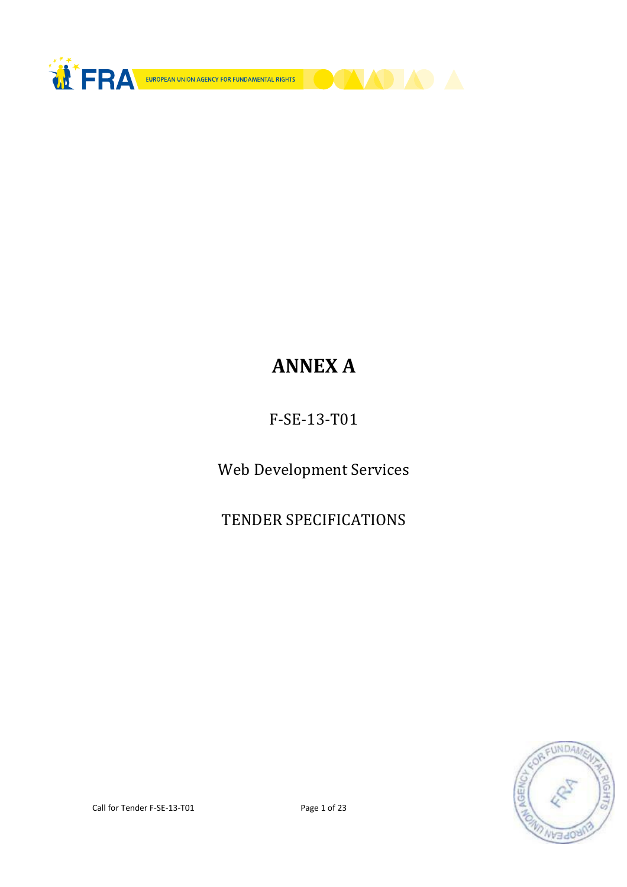# ANNEX A

F-SE-13-T01

Web Development Services

TENDER SPECIFICATIONS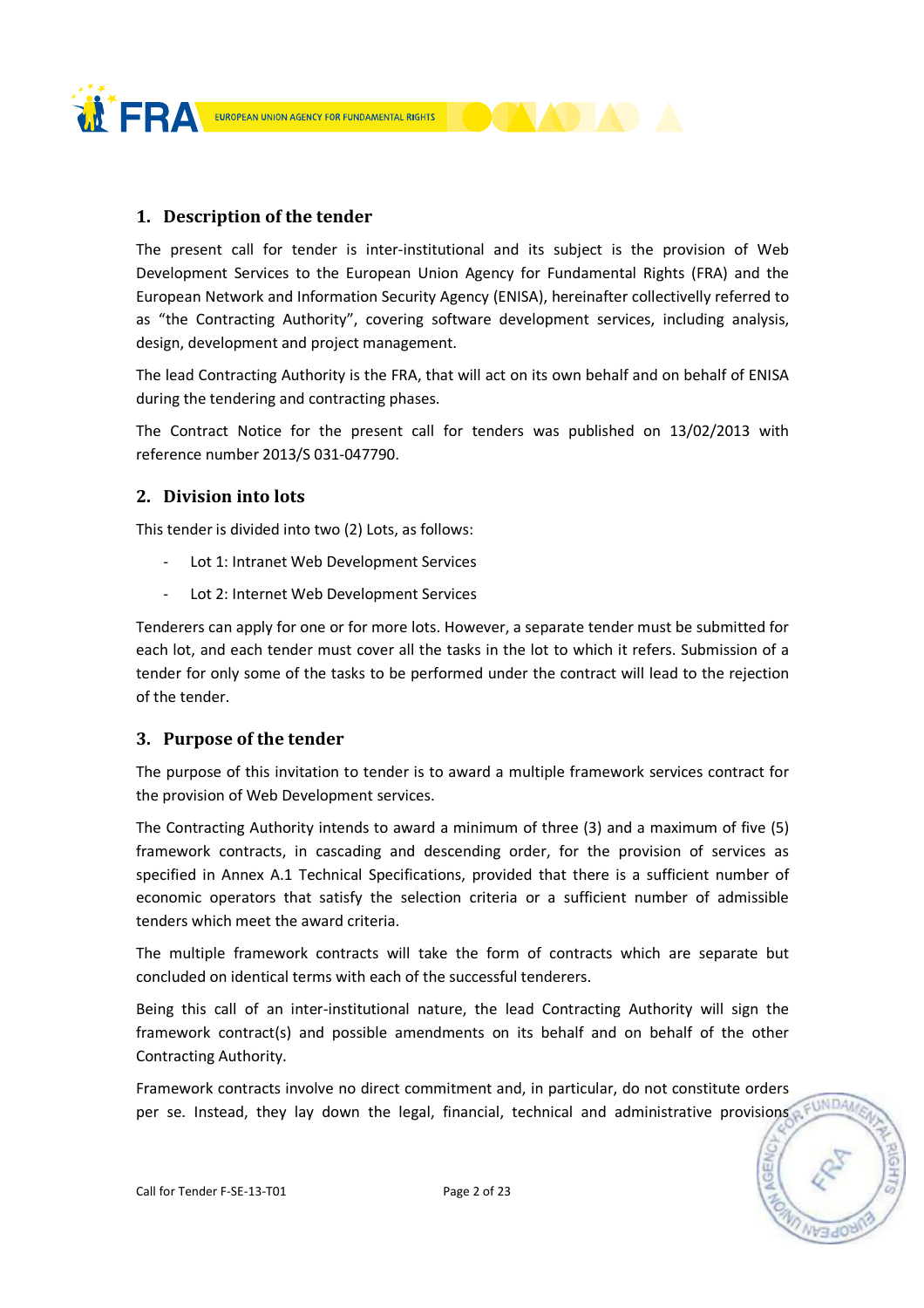## 1. Description of the tender

The present call for tender is inter-institutional and its subject is the provision of Web Development Services to the European Union Agency for Fundamental Rights (FRA) and the European Network and Information Security Agency (ENISA), hereinafter collectivelly referred to as "the Contracting Authority", covering software development services, including analysis, design, development and project management.

The lead Contracting Authority is the FRA, that will act on its own behalf and on behalf of ENISA during the tendering and contracting phases.

The Contract Notice for the present call for tenders was published on 13/02/2013 with reference number 2013/S 031-047790.

## 2. Division into lots

This tender is divided into two (2) Lots, as follows:

- Lot 1: Intranet Web Development Services
- Lot 2: Internet Web Development Services

Tenderers can apply for one or for more lots. However, a separate tender must be submitted for each lot, and each tender must cover all the tasks in the lot to which it refers. Submission of a tender for only some of the tasks to be performed under the contract will lead to the rejection of the tender.

## 3. Purpose of the tender

The purpose of this invitation to tender is to award a multiple framework services contract for the provision of Web Development services.

The Contracting Authority intends to award a minimum of three (3) and a maximum of five (5) framework contracts, in cascading and descending order, for the provision of services as specified in Annex A.1 Technical Specifications, provided that there is a sufficient number of economic operators that satisfy the selection criteria or a sufficient number of admissible tenders which meet the award criteria.

The multiple framework contracts will take the form of contracts which are separate but concluded on identical terms with each of the successful tenderers.

Being this call of an inter-institutional nature, the lead Contracting Authority will sign the framework contract(s) and possible amendments on its behalf and on behalf of the other Contracting Authority.

Framework contracts involve no direct commitment and, in particular, do not constitute orders per se. Instead, they lay down the legal, financial, technical and administrative provisions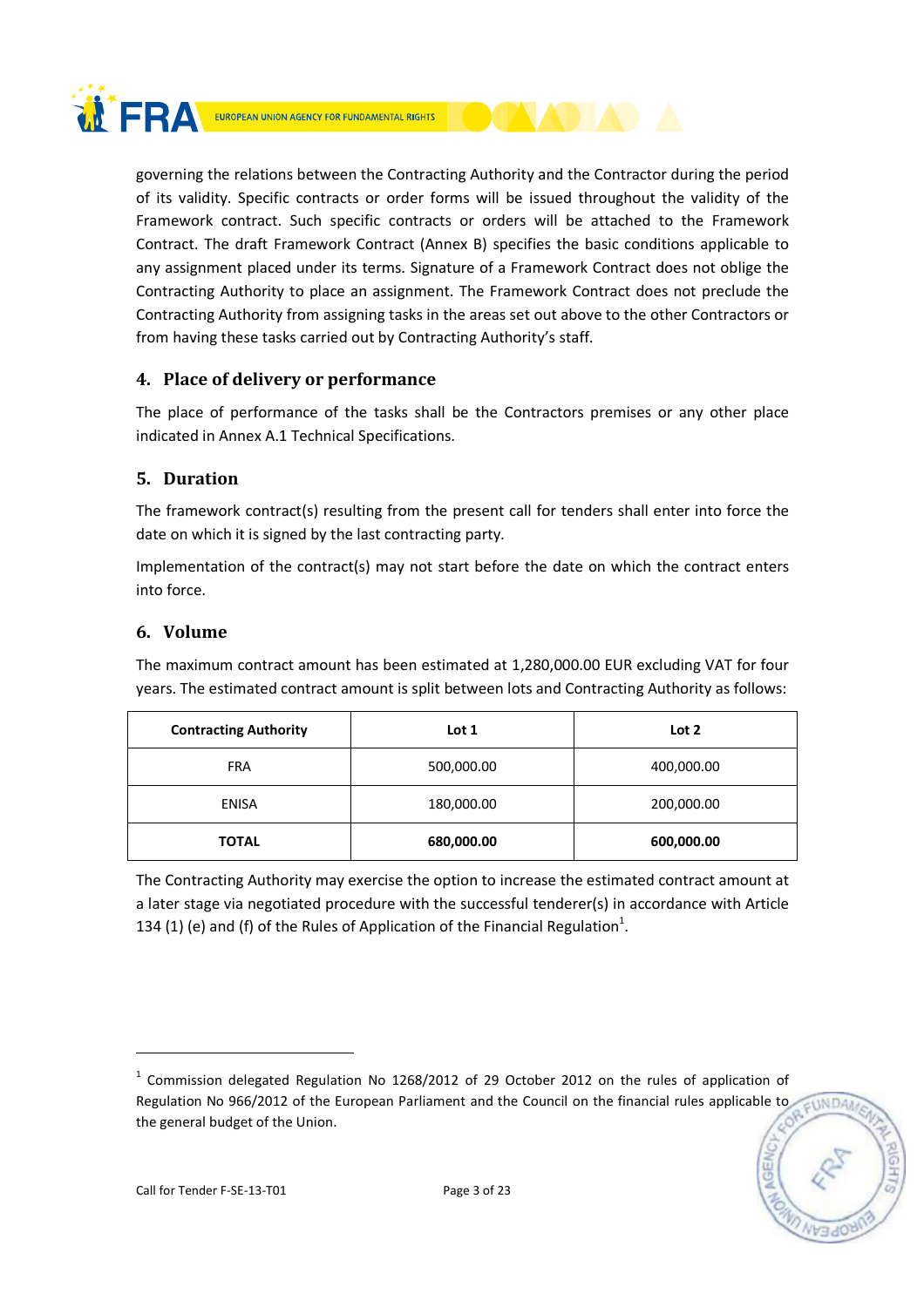governing the relations between the Contracting Authority and the Contractor during the period of its validity. Specific contracts or order forms will be issued throughout the validity of the Framework contract. Such specific contracts or orders will be attached to the Framework Contract. The draft Framework Contract (Annex B) specifies the basic conditions applicable to any assignment placed under its terms. Signature of a Framework Contract does not oblige the Contracting Authority to place an assignment. The Framework Contract does not preclude the Contracting Authority from assigning tasks in the areas set out above to the other Contractors or from having these tasks carried out by Contracting Authority's staff.

## 4. Place of delivery or performance

The place of performance of the tasks shall be the Contractors premises or any other place indicated in Annex A.1 Technical Specifications.

## 5. Duration

The framework contract(s) resulting from the present call for tenders shall enter into force the date on which it is signed by the last contracting party.

Implementation of the contract(s) may not start before the date on which the contract enters into force.

## 6. Volume

The maximum contract amount has been estimated at 1,280,000.00 EUR excluding VAT for four years. The estimated contract amount is split between lots and Contracting Authority as follows:

| Contracting Authority | Lot 1 | Lot 2 |
|---|---|---|
| FRA | 500,000.00 | 400,000.00 |
| ENISA | 180,000.00 | 200,000.00 |
| **TOTAL** | **680,000.00** | **600,000.00** |

The Contracting Authority may exercise the option to increase the estimated contract amount at a later stage via negotiated procedure with the successful tenderer(s) in accordance with Article 134 (1) (e) and (f) of the Rules of Application of the Financial Regulation[1].

---

[1] Commission delegated Regulation No 1268/2012 of 29 October 2012 on the rules of application of Regulation No 966/2012 of the European Parliament and the Council on the financial rules applicable to the general budget of the Union.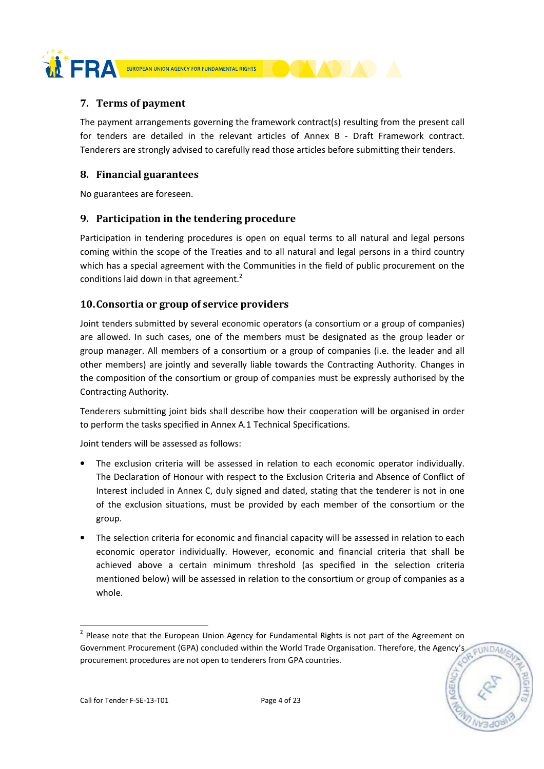## 7. Terms of payment

The payment arrangements governing the framework contract(s) resulting from the present call for tenders are detailed in the relevant articles of Annex B - Draft Framework contract. Tenderers are strongly advised to carefully read those articles before submitting their tenders.

## 8. Financial guarantees

No guarantees are foreseen.

## 9. Participation in the tendering procedure

Participation in tendering procedures is open on equal terms to all natural and legal persons coming within the scope of the Treaties and to all natural and legal persons in a third country which has a special agreement with the Communities in the field of public procurement on the conditions laid down in that agreement.[2]

## 10. Consortia or group of service providers

Joint tenders submitted by several economic operators (a consortium or a group of companies) are allowed. In such cases, one of the members must be designated as the group leader or group manager. All members of a consortium or a group of companies (i.e. the leader and all other members) are jointly and severally liable towards the Contracting Authority. Changes in the composition of the consortium or group of companies must be expressly authorised by the Contracting Authority.

Tenderers submitting joint bids shall describe how their cooperation will be organised in order to perform the tasks specified in Annex A.1 Technical Specifications.

Joint tenders will be assessed as follows:

- The exclusion criteria will be assessed in relation to each economic operator individually. The Declaration of Honour with respect to the Exclusion Criteria and Absence of Conflict of Interest included in Annex C, duly signed and dated, stating that the tenderer is not in one of the exclusion situations, must be provided by each member of the consortium or the group.
- The selection criteria for economic and financial capacity will be assessed in relation to each economic operator individually. However, economic and financial criteria that shall be achieved above a certain minimum threshold (as specified in the selection criteria mentioned below) will be assessed in relation to the consortium or group of companies as a whole.

---

[2] Please note that the European Union Agency for Fundamental Rights is not part of the Agreement on Government Procurement (GPA) concluded within the World Trade Organisation. Therefore, the Agency's procurement procedures are not open to tenderers from GPA countries.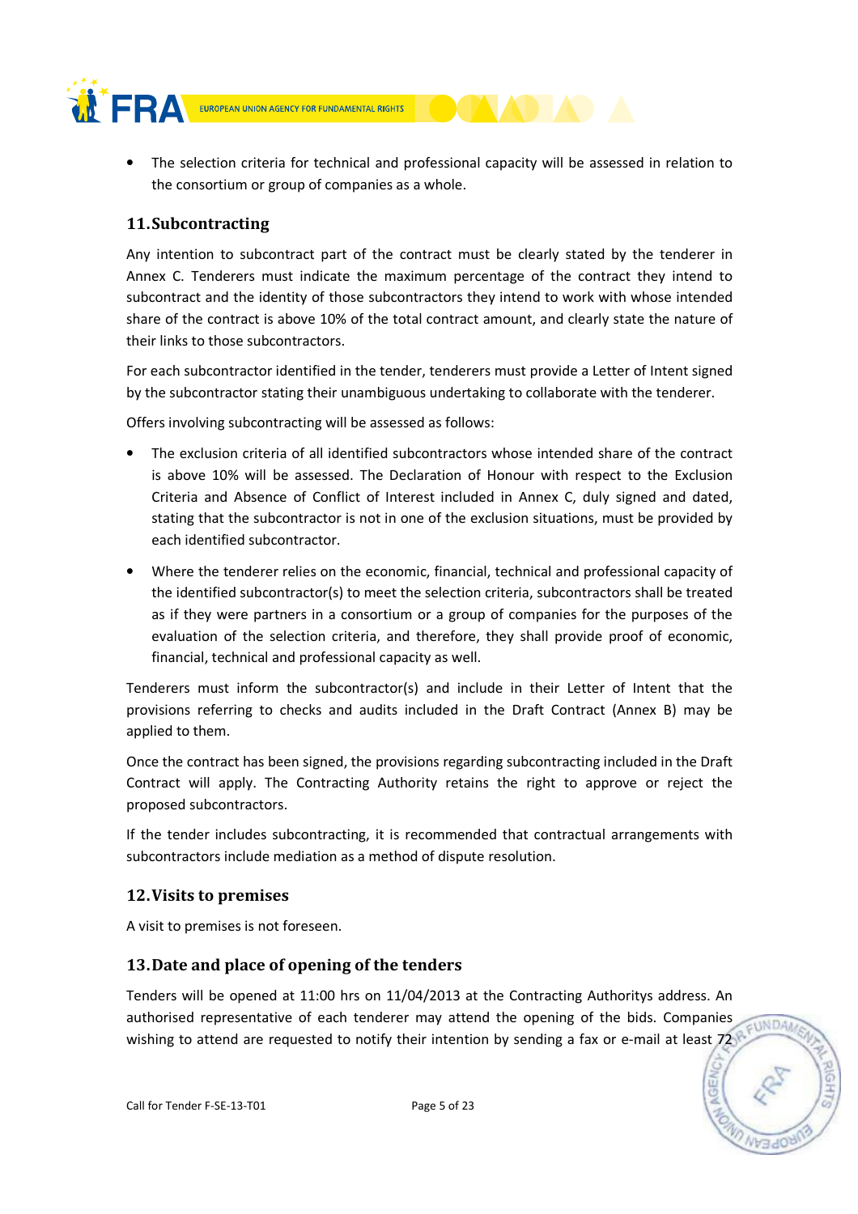- The selection criteria for technical and professional capacity will be assessed in relation to the consortium or group of companies as a whole.

## 11. Subcontracting

Any intention to subcontract part of the contract must be clearly stated by the tenderer in Annex C. Tenderers must indicate the maximum percentage of the contract they intend to subcontract and the identity of those subcontractors they intend to work with whose intended share of the contract is above 10% of the total contract amount, and clearly state the nature of their links to those subcontractors.

For each subcontractor identified in the tender, tenderers must provide a Letter of Intent signed by the subcontractor stating their unambiguous undertaking to collaborate with the tenderer.

Offers involving subcontracting will be assessed as follows:

- The exclusion criteria of all identified subcontractors whose intended share of the contract is above 10% will be assessed. The Declaration of Honour with respect to the Exclusion Criteria and Absence of Conflict of Interest included in Annex C, duly signed and dated, stating that the subcontractor is not in one of the exclusion situations, must be provided by each identified subcontractor.
- Where the tenderer relies on the economic, financial, technical and professional capacity of the identified subcontractor(s) to meet the selection criteria, subcontractors shall be treated as if they were partners in a consortium or a group of companies for the purposes of the evaluation of the selection criteria, and therefore, they shall provide proof of economic, financial, technical and professional capacity as well.

Tenderers must inform the subcontractor(s) and include in their Letter of Intent that the provisions referring to checks and audits included in the Draft Contract (Annex B) may be applied to them.

Once the contract has been signed, the provisions regarding subcontracting included in the Draft Contract will apply. The Contracting Authority retains the right to approve or reject the proposed subcontractors.

If the tender includes subcontracting, it is recommended that contractual arrangements with subcontractors include mediation as a method of dispute resolution.

## 12. Visits to premises

A visit to premises is not foreseen.

## 13. Date and place of opening of the tenders

Tenders will be opened at 11:00 hrs on 11/04/2013 at the Contracting Authoritys address. An authorised representative of each tenderer may attend the opening of the bids. Companies wishing to attend are requested to notify their intention by sending a fax or e-mail at least 72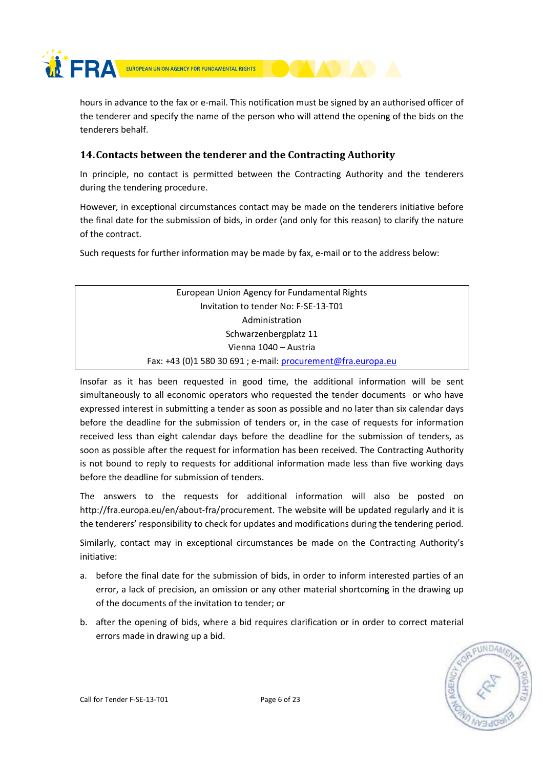hours in advance to the fax or e-mail. This notification must be signed by an authorised officer of the tenderer and specify the name of the person who will attend the opening of the bids on the tenderers behalf.

## 14. Contacts between the tenderer and the Contracting Authority

In principle, no contact is permitted between the Contracting Authority and the tenderers during the tendering procedure.

However, in exceptional circumstances contact may be made on the tenderers initiative before the final date for the submission of bids, in order (and only for this reason) to clarify the nature of the contract.

Such requests for further information may be made by fax, e-mail or to the address below:

| European Union Agency for Fundamental Rights<br>Invitation to tender No: F-SE-13-T01<br>Administration<br>Schwarzenbergplatz 11<br>Vienna 1040 – Austria<br>Fax: +43 (0)1 580 30 691 ; e-mail: procurement@fra.europa.eu |
|---|

Insofar as it has been requested in good time, the additional information will be sent simultaneously to all economic operators who requested the tender documents or who have expressed interest in submitting a tender as soon as possible and no later than six calendar days before the deadline for the submission of tenders or, in the case of requests for information received less than eight calendar days before the deadline for the submission of tenders, as soon as possible after the request for information has been received. The Contracting Authority is not bound to reply to requests for additional information made less than five working days before the deadline for submission of tenders.

The answers to the requests for additional information will also be posted on http://fra.europa.eu/en/about-fra/procurement. The website will be updated regularly and it is the tenderers' responsibility to check for updates and modifications during the tendering period.

Similarly, contact may in exceptional circumstances be made on the Contracting Authority's initiative:

a. before the final date for the submission of bids, in order to inform interested parties of an error, a lack of precision, an omission or any other material shortcoming in the drawing up of the documents of the invitation to tender; or

b. after the opening of bids, where a bid requires clarification or in order to correct material errors made in drawing up a bid.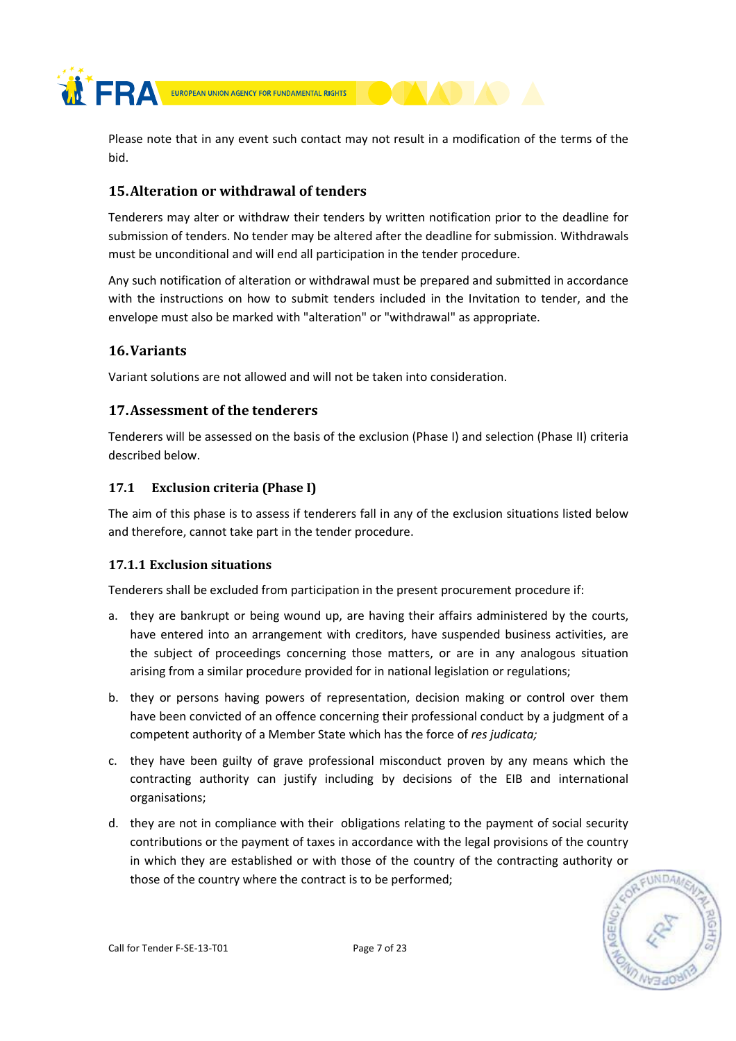Please note that in any event such contact may not result in a modification of the terms of the bid.

## 15. Alteration or withdrawal of tenders

Tenderers may alter or withdraw their tenders by written notification prior to the deadline for submission of tenders. No tender may be altered after the deadline for submission. Withdrawals must be unconditional and will end all participation in the tender procedure.

Any such notification of alteration or withdrawal must be prepared and submitted in accordance with the instructions on how to submit tenders included in the Invitation to tender, and the envelope must also be marked with "alteration" or "withdrawal" as appropriate.

## 16. Variants

Variant solutions are not allowed and will not be taken into consideration.

## 17. Assessment of the tenderers

Tenderers will be assessed on the basis of the exclusion (Phase I) and selection (Phase II) criteria described below.

### 17.1 Exclusion criteria (Phase I)

The aim of this phase is to assess if tenderers fall in any of the exclusion situations listed below and therefore, cannot take part in the tender procedure.

#### 17.1.1 Exclusion situations

Tenderers shall be excluded from participation in the present procurement procedure if:

a. they are bankrupt or being wound up, are having their affairs administered by the courts, have entered into an arrangement with creditors, have suspended business activities, are the subject of proceedings concerning those matters, or are in any analogous situation arising from a similar procedure provided for in national legislation or regulations;

b. they or persons having powers of representation, decision making or control over them have been convicted of an offence concerning their professional conduct by a judgment of a competent authority of a Member State which has the force of *res judicata;*

c. they have been guilty of grave professional misconduct proven by any means which the contracting authority can justify including by decisions of the EIB and international organisations;

d. they are not in compliance with their obligations relating to the payment of social security contributions or the payment of taxes in accordance with the legal provisions of the country in which they are established or with those of the country of the contracting authority or those of the country where the contract is to be performed;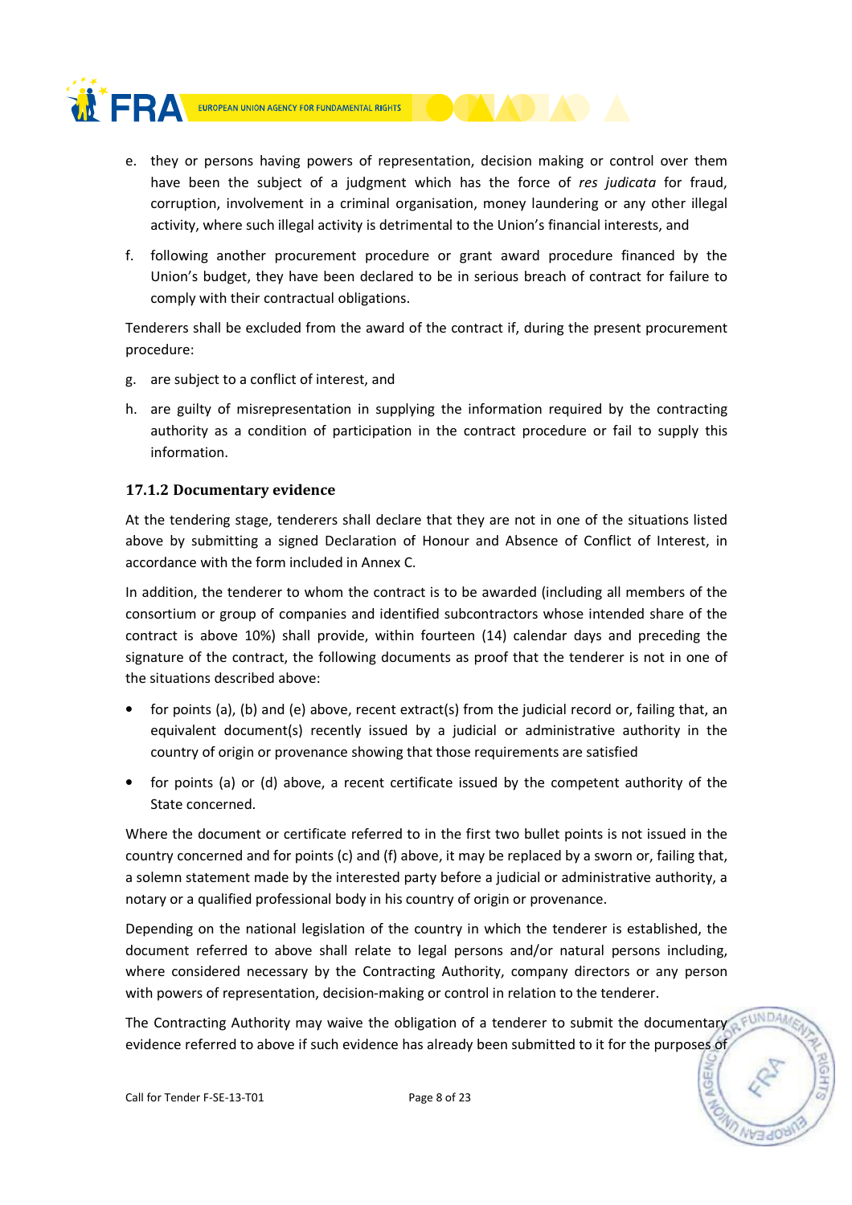e. they or persons having powers of representation, decision making or control over them have been the subject of a judgment which has the force of *res judicata* for fraud, corruption, involvement in a criminal organisation, money laundering or any other illegal activity, where such illegal activity is detrimental to the Union's financial interests, and

f. following another procurement procedure or grant award procedure financed by the Union's budget, they have been declared to be in serious breach of contract for failure to comply with their contractual obligations.

Tenderers shall be excluded from the award of the contract if, during the present procurement procedure:

g. are subject to a conflict of interest, and

h. are guilty of misrepresentation in supplying the information required by the contracting authority as a condition of participation in the contract procedure or fail to supply this information.

### 17.1.2 Documentary evidence

At the tendering stage, tenderers shall declare that they are not in one of the situations listed above by submitting a signed Declaration of Honour and Absence of Conflict of Interest, in accordance with the form included in Annex C.

In addition, the tenderer to whom the contract is to be awarded (including all members of the consortium or group of companies and identified subcontractors whose intended share of the contract is above 10%) shall provide, within fourteen (14) calendar days and preceding the signature of the contract, the following documents as proof that the tenderer is not in one of the situations described above:

- for points (a), (b) and (e) above, recent extract(s) from the judicial record or, failing that, an equivalent document(s) recently issued by a judicial or administrative authority in the country of origin or provenance showing that those requirements are satisfied
- for points (a) or (d) above, a recent certificate issued by the competent authority of the State concerned.

Where the document or certificate referred to in the first two bullet points is not issued in the country concerned and for points (c) and (f) above, it may be replaced by a sworn or, failing that, a solemn statement made by the interested party before a judicial or administrative authority, a notary or a qualified professional body in his country of origin or provenance.

Depending on the national legislation of the country in which the tenderer is established, the document referred to above shall relate to legal persons and/or natural persons including, where considered necessary by the Contracting Authority, company directors or any person with powers of representation, decision-making or control in relation to the tenderer.

The Contracting Authority may waive the obligation of a tenderer to submit the documentary evidence referred to above if such evidence has already been submitted to it for the purposes of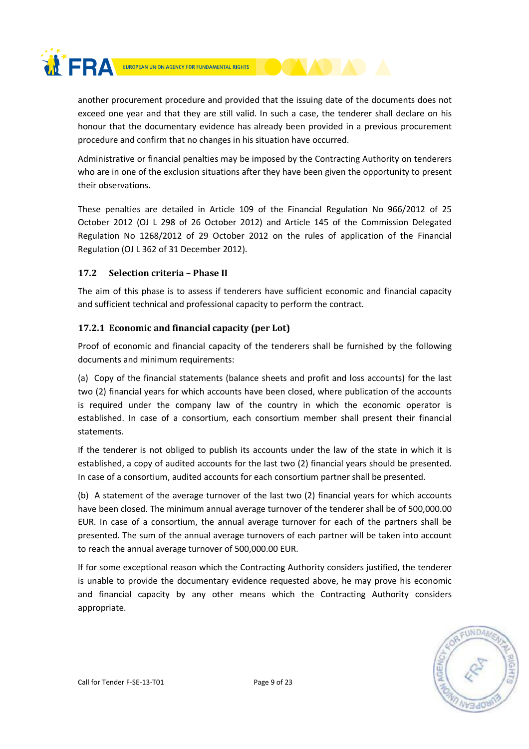another procurement procedure and provided that the issuing date of the documents does not exceed one year and that they are still valid. In such a case, the tenderer shall declare on his honour that the documentary evidence has already been provided in a previous procurement procedure and confirm that no changes in his situation have occurred.

Administrative or financial penalties may be imposed by the Contracting Authority on tenderers who are in one of the exclusion situations after they have been given the opportunity to present their observations.

These penalties are detailed in Article 109 of the Financial Regulation No 966/2012 of 25 October 2012 (OJ L 298 of 26 October 2012) and Article 145 of the Commission Delegated Regulation No 1268/2012 of 29 October 2012 on the rules of application of the Financial Regulation (OJ L 362 of 31 December 2012).

## 17.2 Selection criteria – Phase II

The aim of this phase is to assess if tenderers have sufficient economic and financial capacity and sufficient technical and professional capacity to perform the contract.

### 17.2.1 Economic and financial capacity (per Lot)

Proof of economic and financial capacity of the tenderers shall be furnished by the following documents and minimum requirements:

(a) Copy of the financial statements (balance sheets and profit and loss accounts) for the last two (2) financial years for which accounts have been closed, where publication of the accounts is required under the company law of the country in which the economic operator is established. In case of a consortium, each consortium member shall present their financial statements.

If the tenderer is not obliged to publish its accounts under the law of the state in which it is established, a copy of audited accounts for the last two (2) financial years should be presented. In case of a consortium, audited accounts for each consortium partner shall be presented.

(b) A statement of the average turnover of the last two (2) financial years for which accounts have been closed. The minimum annual average turnover of the tenderer shall be of 500,000.00 EUR. In case of a consortium, the annual average turnover for each of the partners shall be presented. The sum of the annual average turnovers of each partner will be taken into account to reach the annual average turnover of 500,000.00 EUR.

If for some exceptional reason which the Contracting Authority considers justified, the tenderer is unable to provide the documentary evidence requested above, he may prove his economic and financial capacity by any other means which the Contracting Authority considers appropriate.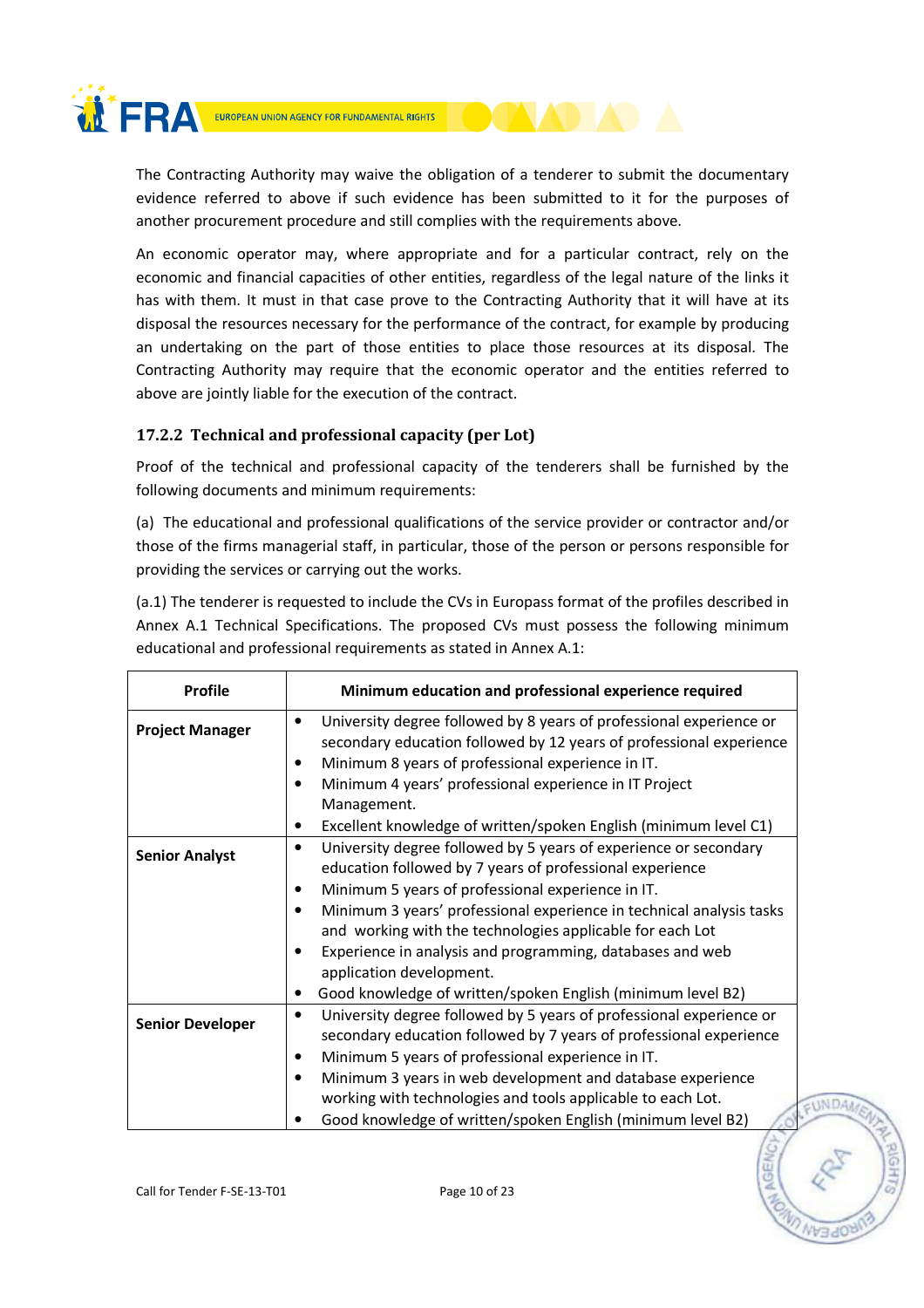The Contracting Authority may waive the obligation of a tenderer to submit the documentary evidence referred to above if such evidence has been submitted to it for the purposes of another procurement procedure and still complies with the requirements above.

An economic operator may, where appropriate and for a particular contract, rely on the economic and financial capacities of other entities, regardless of the legal nature of the links it has with them. It must in that case prove to the Contracting Authority that it will have at its disposal the resources necessary for the performance of the contract, for example by producing an undertaking on the part of those entities to place those resources at its disposal. The Contracting Authority may require that the economic operator and the entities referred to above are jointly liable for the execution of the contract.

### 17.2.2 Technical and professional capacity (per Lot)

Proof of the technical and professional capacity of the tenderers shall be furnished by the following documents and minimum requirements:

(a) The educational and professional qualifications of the service provider or contractor and/or those of the firms managerial staff, in particular, those of the person or persons responsible for providing the services or carrying out the works.

(a.1) The tenderer is requested to include the CVs in Europass format of the profiles described in Annex A.1 Technical Specifications. The proposed CVs must possess the following minimum educational and professional requirements as stated in Annex A.1:

| Profile | Minimum education and professional experience required |
|---|---|
| **Project Manager** | • University degree followed by 8 years of professional experience or secondary education followed by 12 years of professional experience<br>• Minimum 8 years of professional experience in IT.<br>• Minimum 4 years' professional experience in IT Project Management.<br>• Excellent knowledge of written/spoken English (minimum level C1) |
| **Senior Analyst** | • University degree followed by 5 years of experience or secondary education followed by 7 years of professional experience<br>• Minimum 5 years of professional experience in IT.<br>• Minimum 3 years' professional experience in technical analysis tasks and working with the technologies applicable for each Lot<br>• Experience in analysis and programming, databases and web application development.<br>• Good knowledge of written/spoken English (minimum level B2) |
| **Senior Developer** | • University degree followed by 5 years of professional experience or secondary education followed by 7 years of professional experience<br>• Minimum 5 years of professional experience in IT.<br>• Minimum 3 years in web development and database experience working with technologies and tools applicable to each Lot.<br>• Good knowledge of written/spoken English (minimum level B2) |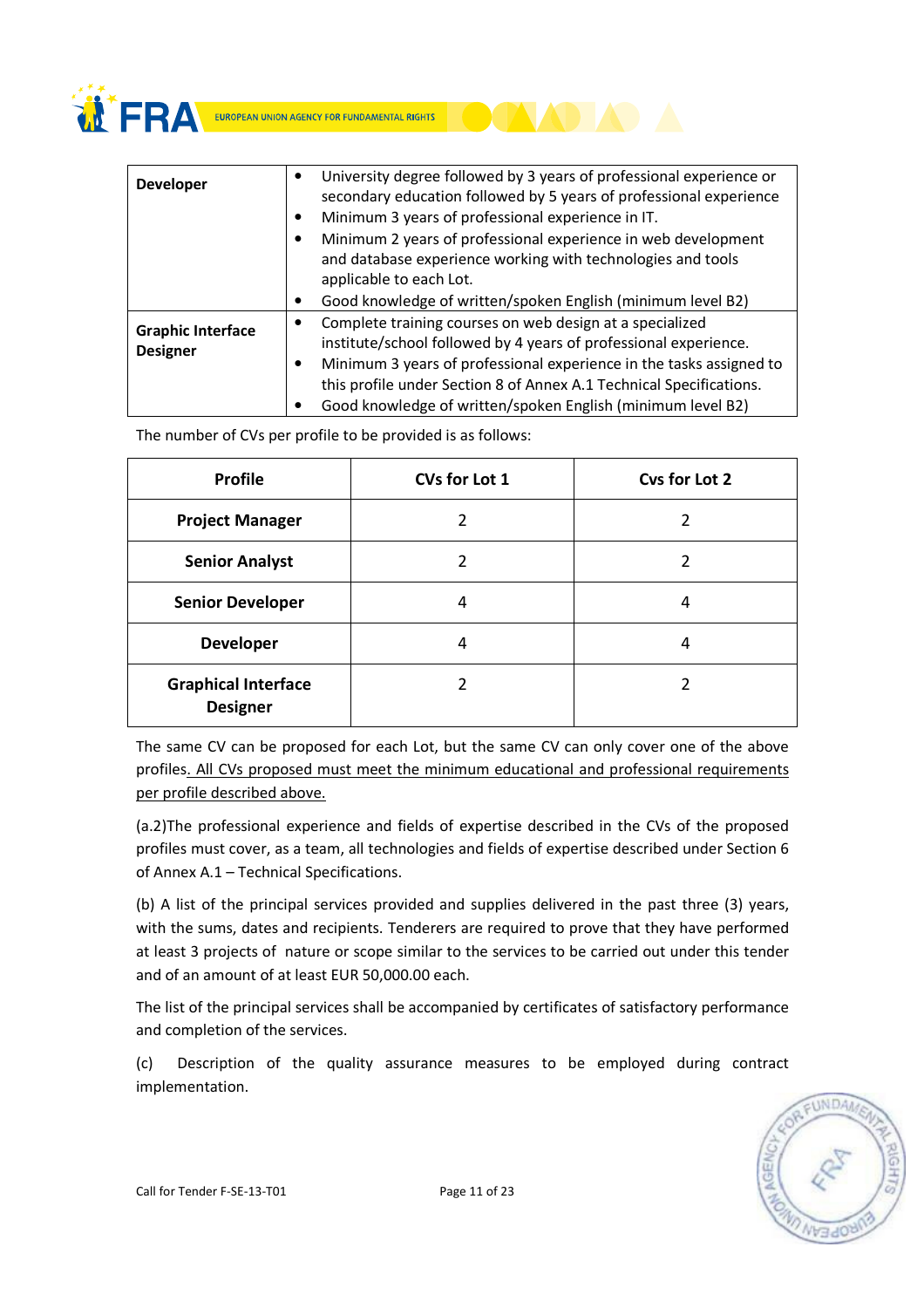| | |
|---|---|
| **Developer** | • University degree followed by 3 years of professional experience or secondary education followed by 5 years of professional experience<br>• Minimum 3 years of professional experience in IT.<br>• Minimum 2 years of professional experience in web development and database experience working with technologies and tools applicable to each Lot.<br>• Good knowledge of written/spoken English (minimum level B2) |
| **Graphic Interface Designer** | • Complete training courses on web design at a specialized institute/school followed by 4 years of professional experience.<br>• Minimum 3 years of professional experience in the tasks assigned to this profile under Section 8 of Annex A.1 Technical Specifications.<br>• Good knowledge of written/spoken English (minimum level B2) |

The number of CVs per profile to be provided is as follows:

| Profile | CVs for Lot 1 | Cvs for Lot 2 |
|---|---|---|
| **Project Manager** | 2 | 2 |
| **Senior Analyst** | 2 | 2 |
| **Senior Developer** | 4 | 4 |
| **Developer** | 4 | 4 |
| **Graphical Interface Designer** | 2 | 2 |

The same CV can be proposed for each Lot, but the same CV can only cover one of the above profiles. All CVs proposed must meet the minimum educational and professional requirements per profile described above.

(a.2)The professional experience and fields of expertise described in the CVs of the proposed profiles must cover, as a team, all technologies and fields of expertise described under Section 6 of Annex A.1 – Technical Specifications.

(b) A list of the principal services provided and supplies delivered in the past three (3) years, with the sums, dates and recipients. Tenderers are required to prove that they have performed at least 3 projects of nature or scope similar to the services to be carried out under this tender and of an amount of at least EUR 50,000.00 each.

The list of the principal services shall be accompanied by certificates of satisfactory performance and completion of the services.

(c) Description of the quality assurance measures to be employed during contract implementation.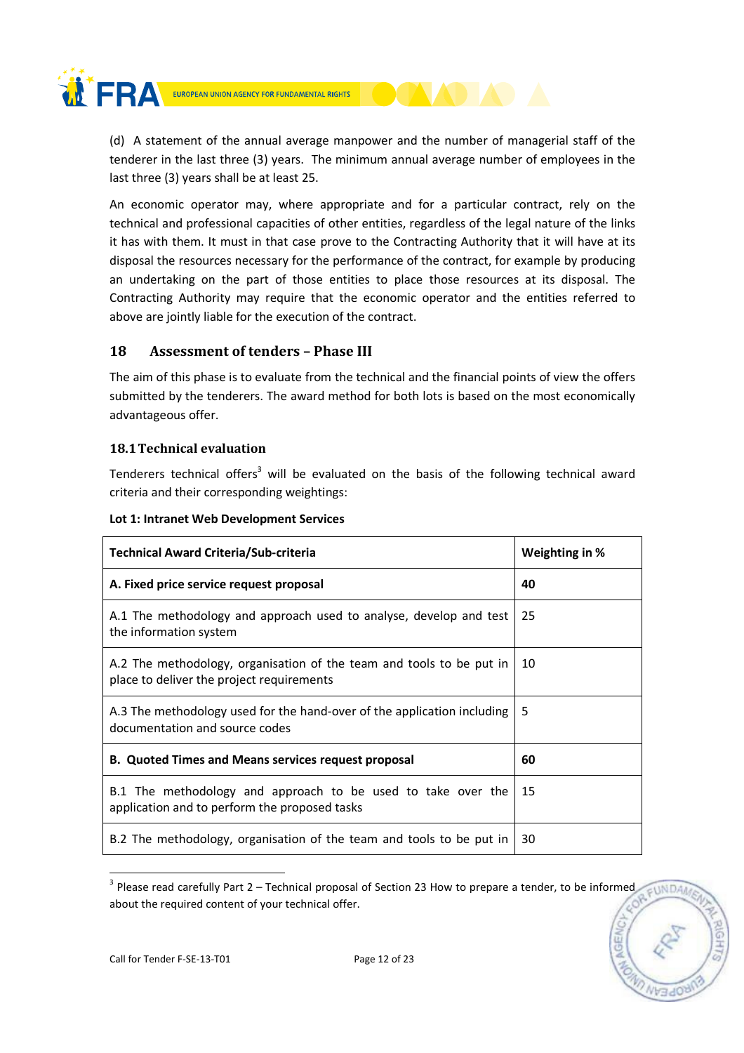(d) A statement of the annual average manpower and the number of managerial staff of the tenderer in the last three (3) years. The minimum annual average number of employees in the last three (3) years shall be at least 25.

An economic operator may, where appropriate and for a particular contract, rely on the technical and professional capacities of other entities, regardless of the legal nature of the links it has with them. It must in that case prove to the Contracting Authority that it will have at its disposal the resources necessary for the performance of the contract, for example by producing an undertaking on the part of those entities to place those resources at its disposal. The Contracting Authority may require that the economic operator and the entities referred to above are jointly liable for the execution of the contract.

## 18 Assessment of tenders – Phase III

The aim of this phase is to evaluate from the technical and the financial points of view the offers submitted by the tenderers. The award method for both lots is based on the most economically advantageous offer.

### 18.1 Technical evaluation

Tenderers technical offers[3] will be evaluated on the basis of the following technical award criteria and their corresponding weightings:

**Lot 1: Intranet Web Development Services**

| Technical Award Criteria/Sub-criteria | Weighting in % |
|---|---|
| **A. Fixed price service request proposal** | **40** |
| A.1 The methodology and approach used to analyse, develop and test the information system | 25 |
| A.2 The methodology, organisation of the team and tools to be put in place to deliver the project requirements | 10 |
| A.3 The methodology used for the hand-over of the application including documentation and source codes | 5 |
| **B. Quoted Times and Means services request proposal** | **60** |
| B.1 The methodology and approach to be used to take over the application and to perform the proposed tasks | 15 |
| B.2 The methodology, organisation of the team and tools to be put in | 30 |

[3] Please read carefully Part 2 – Technical proposal of Section 23 How to prepare a tender, to be informed about the required content of your technical offer.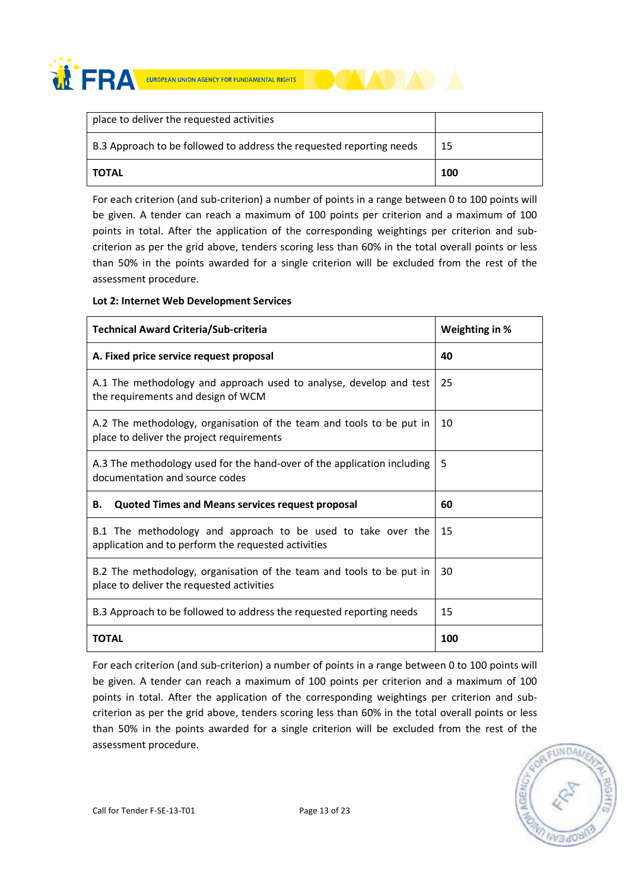| | |
|---|---|
| place to deliver the requested activities | |
| B.3 Approach to be followed to address the requested reporting needs | 15 |
| **TOTAL** | **100** |

For each criterion (and sub-criterion) a number of points in a range between 0 to 100 points will be given. A tender can reach a maximum of 100 points per criterion and a maximum of 100 points in total. After the application of the corresponding weightings per criterion and sub-criterion as per the grid above, tenders scoring less than 60% in the total overall points or less than 50% in the points awarded for a single criterion will be excluded from the rest of the assessment procedure.

**Lot 2: Internet Web Development Services**

| **Technical Award Criteria/Sub-criteria** | **Weighting in %** |
|---|---|
| **A. Fixed price service request proposal** | **40** |
| A.1 The methodology and approach used to analyse, develop and test the requirements and design of WCM | 25 |
| A.2 The methodology, organisation of the team and tools to be put in place to deliver the project requirements | 10 |
| A.3 The methodology used for the hand-over of the application including documentation and source codes | 5 |
| **B. Quoted Times and Means services request proposal** | **60** |
| B.1 The methodology and approach to be used to take over the application and to perform the requested activities | 15 |
| B.2 The methodology, organisation of the team and tools to be put in place to deliver the requested activities | 30 |
| B.3 Approach to be followed to address the requested reporting needs | 15 |
| **TOTAL** | **100** |

For each criterion (and sub-criterion) a number of points in a range between 0 to 100 points will be given. A tender can reach a maximum of 100 points per criterion and a maximum of 100 points in total. After the application of the corresponding weightings per criterion and sub-criterion as per the grid above, tenders scoring less than 60% in the total overall points or less than 50% in the points awarded for a single criterion will be excluded from the rest of the assessment procedure.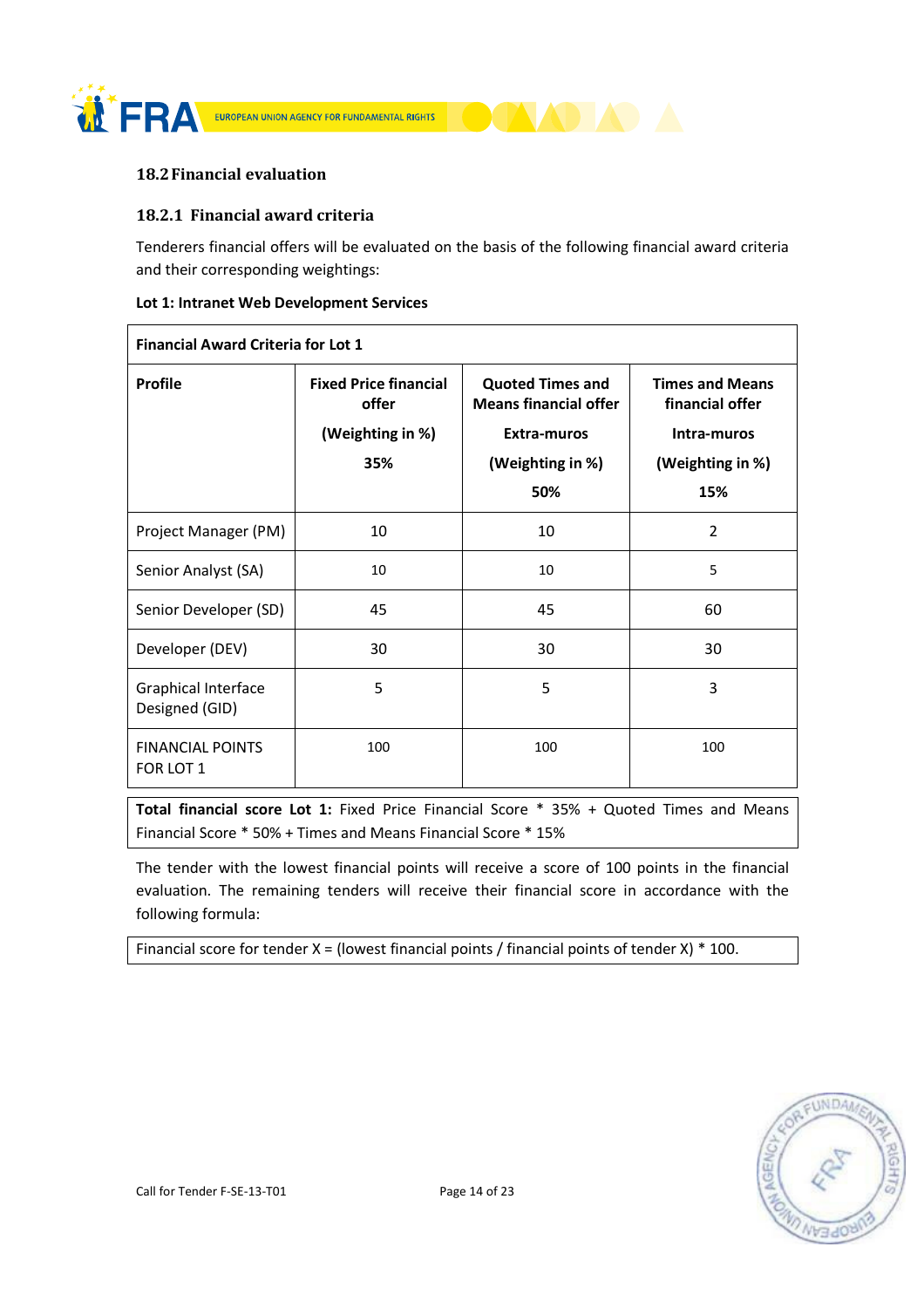## 18.2 Financial evaluation

### 18.2.1 Financial award criteria

Tenderers financial offers will be evaluated on the basis of the following financial award criteria and their corresponding weightings:

**Lot 1: Intranet Web Development Services**

| **Financial Award Criteria for Lot 1** | | | |
|---|---|---|---|
| **Profile** | **Fixed Price financial offer (Weighting in %) 35%** | **Quoted Times and Means financial offer Extra-muros (Weighting in %) 50%** | **Times and Means financial offer Intra-muros (Weighting in %) 15%** |
| Project Manager (PM) | 10 | 10 | 2 |
| Senior Analyst (SA) | 10 | 10 | 5 |
| Senior Developer (SD) | 45 | 45 | 60 |
| Developer (DEV) | 30 | 30 | 30 |
| Graphical Interface Designed (GID) | 5 | 5 | 3 |
| FINANCIAL POINTS FOR LOT 1 | 100 | 100 | 100 |

**Total financial score Lot 1:** Fixed Price Financial Score * 35% + Quoted Times and Means Financial Score * 50% + Times and Means Financial Score * 15%

The tender with the lowest financial points will receive a score of 100 points in the financial evaluation. The remaining tenders will receive their financial score in accordance with the following formula:

Financial score for tender X = (lowest financial points / financial points of tender X) * 100.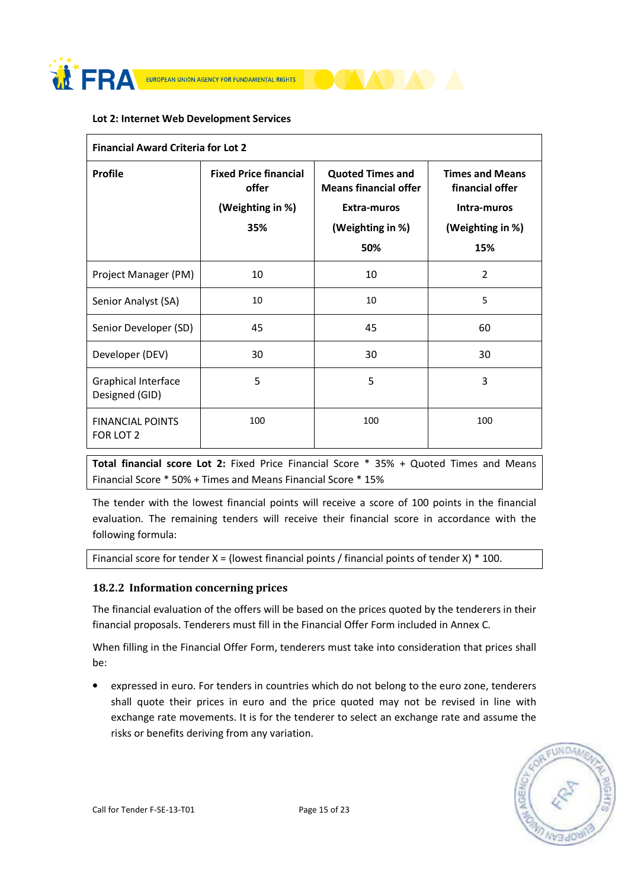**Lot 2: Internet Web Development Services**

| Financial Award Criteria for Lot 2 | | | |
|---|---|---|---|
| **Profile** | **Fixed Price financial offer**<br>**(Weighting in %)**<br>**35%** | **Quoted Times and Means financial offer**<br>**Extra-muros**<br>**(Weighting in %)**<br>**50%** | **Times and Means financial offer**<br>**Intra-muros**<br>**(Weighting in %)**<br>**15%** |
| Project Manager (PM) | 10 | 10 | 2 |
| Senior Analyst (SA) | 10 | 10 | 5 |
| Senior Developer (SD) | 45 | 45 | 60 |
| Developer (DEV) | 30 | 30 | 30 |
| Graphical Interface Designed (GID) | 5 | 5 | 3 |
| FINANCIAL POINTS FOR LOT 2 | 100 | 100 | 100 |

**Total financial score Lot 2:** Fixed Price Financial Score * 35% + Quoted Times and Means Financial Score * 50% + Times and Means Financial Score * 15%

The tender with the lowest financial points will receive a score of 100 points in the financial evaluation. The remaining tenders will receive their financial score in accordance with the following formula:

Financial score for tender X = (lowest financial points / financial points of tender X) * 100.

### 18.2.2 Information concerning prices

The financial evaluation of the offers will be based on the prices quoted by the tenderers in their financial proposals. Tenderers must fill in the Financial Offer Form included in Annex C.

When filling in the Financial Offer Form, tenderers must take into consideration that prices shall be:

- expressed in euro. For tenders in countries which do not belong to the euro zone, tenderers shall quote their prices in euro and the price quoted may not be revised in line with exchange rate movements. It is for the tenderer to select an exchange rate and assume the risks or benefits deriving from any variation.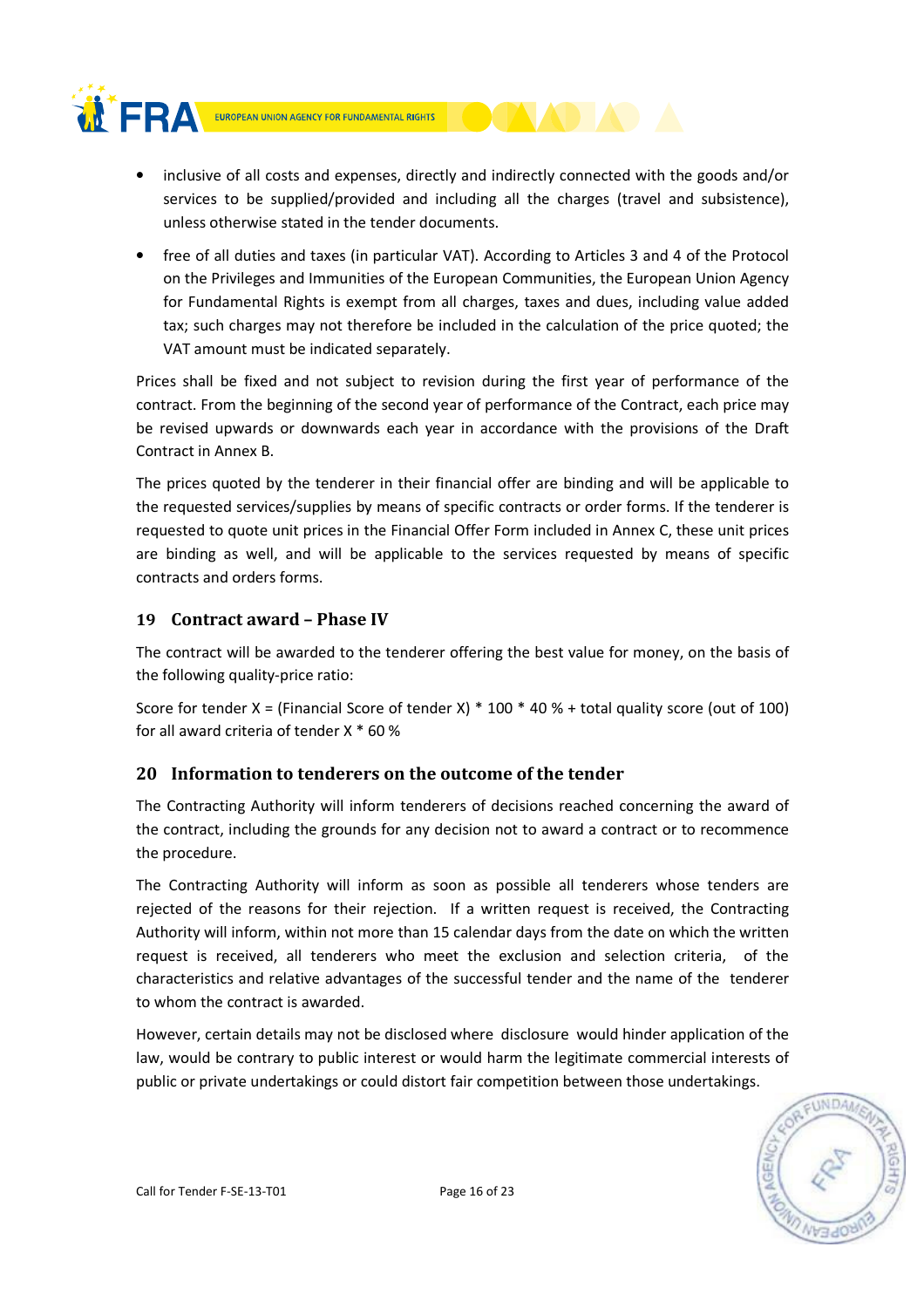- inclusive of all costs and expenses, directly and indirectly connected with the goods and/or services to be supplied/provided and including all the charges (travel and subsistence), unless otherwise stated in the tender documents.
- free of all duties and taxes (in particular VAT). According to Articles 3 and 4 of the Protocol on the Privileges and Immunities of the European Communities, the European Union Agency for Fundamental Rights is exempt from all charges, taxes and dues, including value added tax; such charges may not therefore be included in the calculation of the price quoted; the VAT amount must be indicated separately.

Prices shall be fixed and not subject to revision during the first year of performance of the contract. From the beginning of the second year of performance of the Contract, each price may be revised upwards or downwards each year in accordance with the provisions of the Draft Contract in Annex B.

The prices quoted by the tenderer in their financial offer are binding and will be applicable to the requested services/supplies by means of specific contracts or order forms. If the tenderer is requested to quote unit prices in the Financial Offer Form included in Annex C, these unit prices are binding as well, and will be applicable to the services requested by means of specific contracts and orders forms.

## 19 Contract award – Phase IV

The contract will be awarded to the tenderer offering the best value for money, on the basis of the following quality-price ratio:

Score for tender X = (Financial Score of tender X) * 100 * 40 % + total quality score (out of 100) for all award criteria of tender X * 60 %

## 20 Information to tenderers on the outcome of the tender

The Contracting Authority will inform tenderers of decisions reached concerning the award of the contract, including the grounds for any decision not to award a contract or to recommence the procedure.

The Contracting Authority will inform as soon as possible all tenderers whose tenders are rejected of the reasons for their rejection. If a written request is received, the Contracting Authority will inform, within not more than 15 calendar days from the date on which the written request is received, all tenderers who meet the exclusion and selection criteria, of the characteristics and relative advantages of the successful tender and the name of the tenderer to whom the contract is awarded.

However, certain details may not be disclosed where disclosure would hinder application of the law, would be contrary to public interest or would harm the legitimate commercial interests of public or private undertakings or could distort fair competition between those undertakings.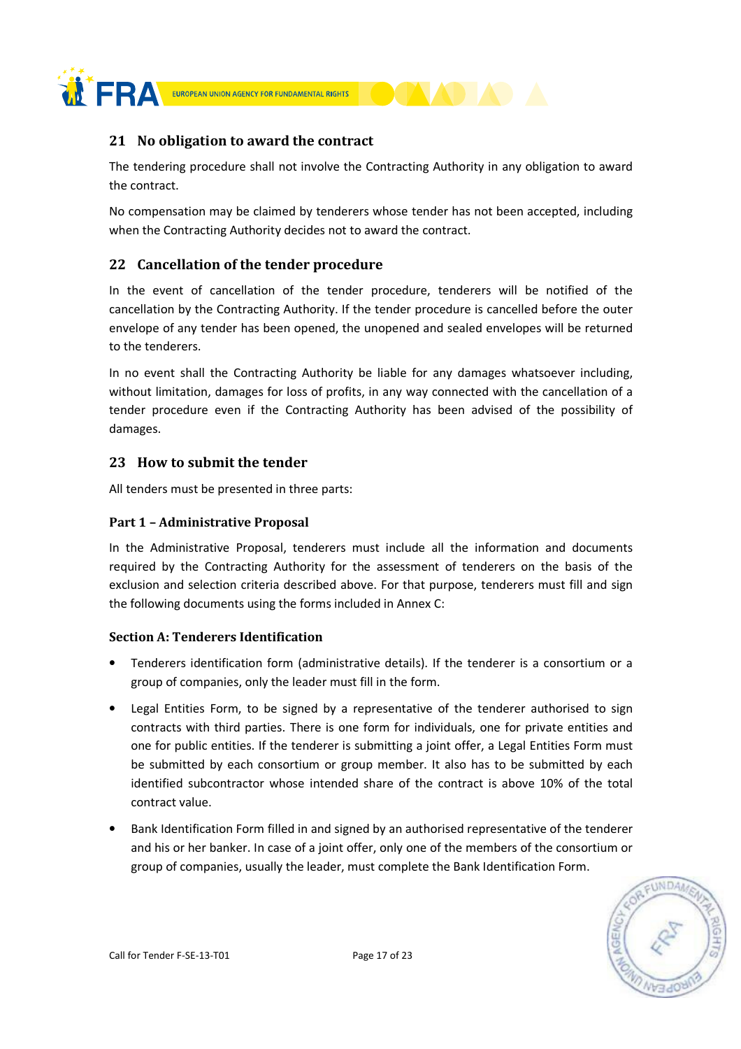## 21 No obligation to award the contract

The tendering procedure shall not involve the Contracting Authority in any obligation to award the contract.

No compensation may be claimed by tenderers whose tender has not been accepted, including when the Contracting Authority decides not to award the contract.

## 22 Cancellation of the tender procedure

In the event of cancellation of the tender procedure, tenderers will be notified of the cancellation by the Contracting Authority. If the tender procedure is cancelled before the outer envelope of any tender has been opened, the unopened and sealed envelopes will be returned to the tenderers.

In no event shall the Contracting Authority be liable for any damages whatsoever including, without limitation, damages for loss of profits, in any way connected with the cancellation of a tender procedure even if the Contracting Authority has been advised of the possibility of damages.

## 23 How to submit the tender

All tenders must be presented in three parts:

### Part 1 – Administrative Proposal

In the Administrative Proposal, tenderers must include all the information and documents required by the Contracting Authority for the assessment of tenderers on the basis of the exclusion and selection criteria described above. For that purpose, tenderers must fill and sign the following documents using the forms included in Annex C:

#### Section A: Tenderers Identification

- Tenderers identification form (administrative details). If the tenderer is a consortium or a group of companies, only the leader must fill in the form.
- Legal Entities Form, to be signed by a representative of the tenderer authorised to sign contracts with third parties. There is one form for individuals, one for private entities and one for public entities. If the tenderer is submitting a joint offer, a Legal Entities Form must be submitted by each consortium or group member. It also has to be submitted by each identified subcontractor whose intended share of the contract is above 10% of the total contract value.
- Bank Identification Form filled in and signed by an authorised representative of the tenderer and his or her banker. In case of a joint offer, only one of the members of the consortium or group of companies, usually the leader, must complete the Bank Identification Form.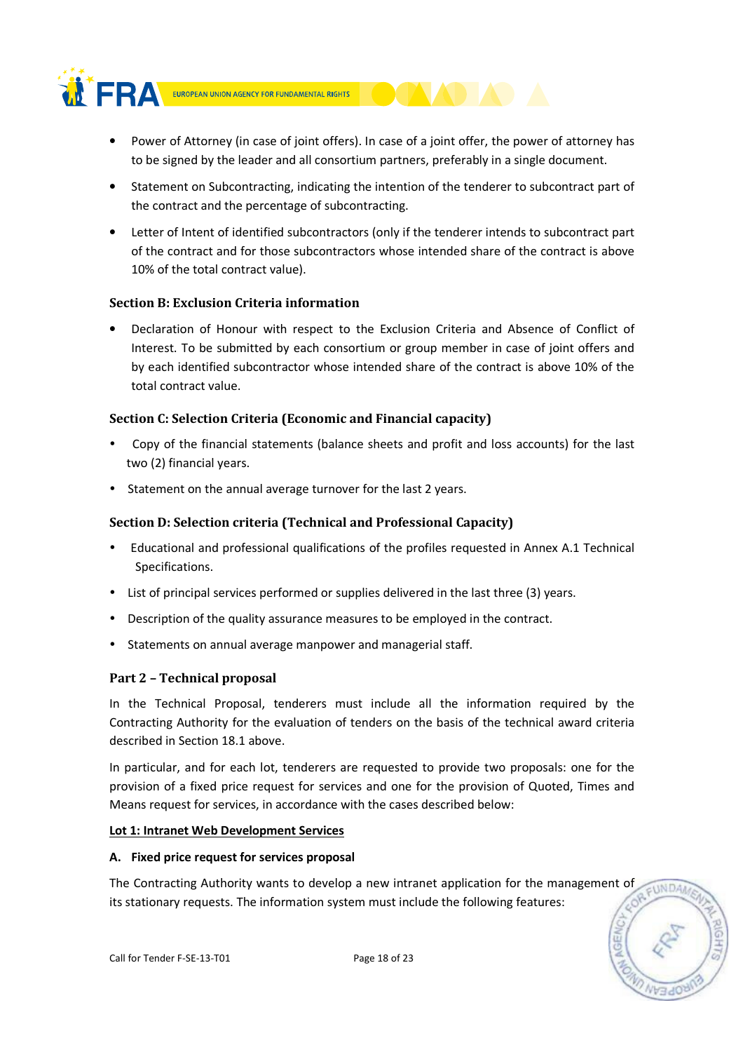- Power of Attorney (in case of joint offers). In case of a joint offer, the power of attorney has to be signed by the leader and all consortium partners, preferably in a single document.
- Statement on Subcontracting, indicating the intention of the tenderer to subcontract part of the contract and the percentage of subcontracting.
- Letter of Intent of identified subcontractors (only if the tenderer intends to subcontract part of the contract and for those subcontractors whose intended share of the contract is above 10% of the total contract value).

### Section B: Exclusion Criteria information

- Declaration of Honour with respect to the Exclusion Criteria and Absence of Conflict of Interest. To be submitted by each consortium or group member in case of joint offers and by each identified subcontractor whose intended share of the contract is above 10% of the total contract value.

### Section C: Selection Criteria (Economic and Financial capacity)

- Copy of the financial statements (balance sheets and profit and loss accounts) for the last two (2) financial years.
- Statement on the annual average turnover for the last 2 years.

### Section D: Selection criteria (Technical and Professional Capacity)

- Educational and professional qualifications of the profiles requested in Annex A.1 Technical Specifications.
- List of principal services performed or supplies delivered in the last three (3) years.
- Description of the quality assurance measures to be employed in the contract.
- Statements on annual average manpower and managerial staff.

### Part 2 – Technical proposal

In the Technical Proposal, tenderers must include all the information required by the Contracting Authority for the evaluation of tenders on the basis of the technical award criteria described in Section 18.1 above.

In particular, and for each lot, tenderers are requested to provide two proposals: one for the provision of a fixed price request for services and one for the provision of Quoted, Times and Means request for services, in accordance with the cases described below:

**Lot 1: Intranet Web Development Services**

**A. Fixed price request for services proposal**

The Contracting Authority wants to develop a new intranet application for the management of its stationary requests. The information system must include the following features: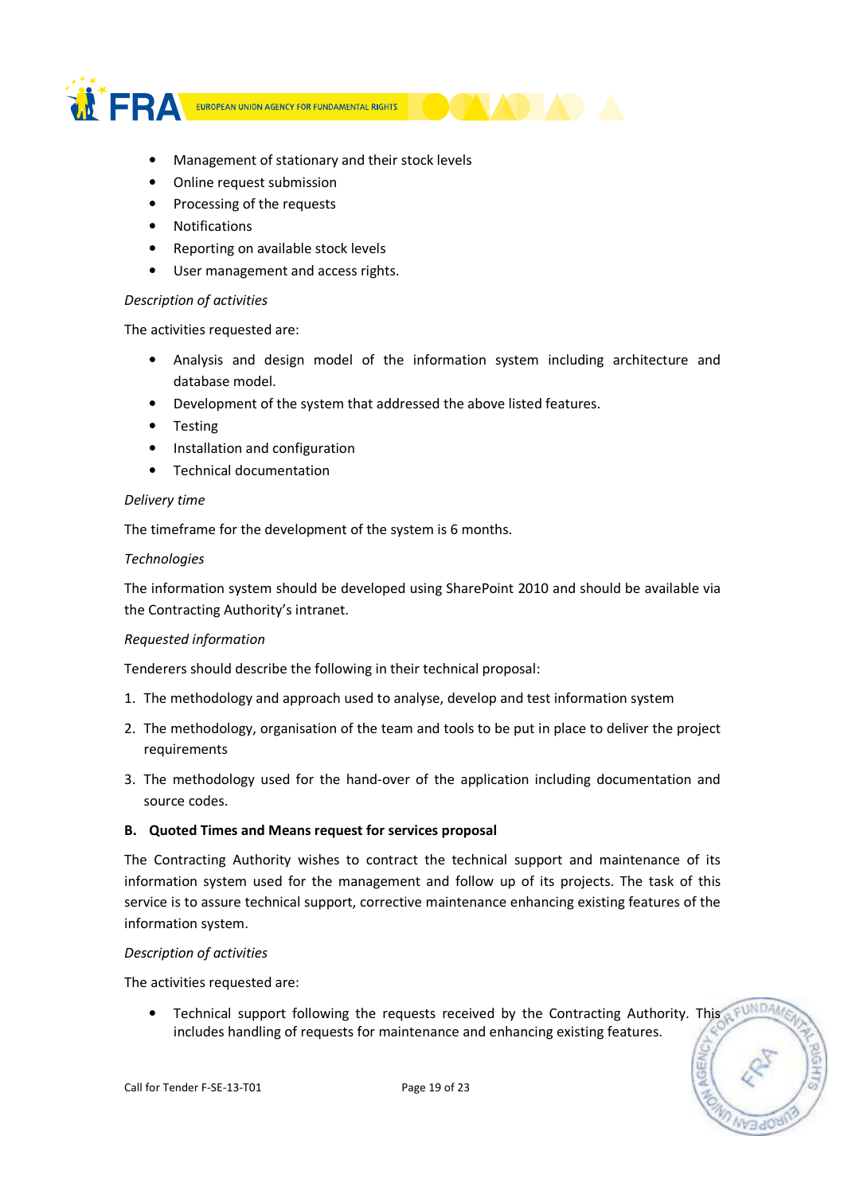- Management of stationary and their stock levels
- Online request submission
- Processing of the requests
- Notifications
- Reporting on available stock levels
- User management and access rights.

*Description of activities*

The activities requested are:

- Analysis and design model of the information system including architecture and database model.
- Development of the system that addressed the above listed features.
- Testing
- Installation and configuration
- Technical documentation

*Delivery time*

The timeframe for the development of the system is 6 months.

*Technologies*

The information system should be developed using SharePoint 2010 and should be available via the Contracting Authority's intranet.

*Requested information*

Tenderers should describe the following in their technical proposal:

1. The methodology and approach used to analyse, develop and test information system
2. The methodology, organisation of the team and tools to be put in place to deliver the project requirements
3. The methodology used for the hand-over of the application including documentation and source codes.

**B. Quoted Times and Means request for services proposal**

The Contracting Authority wishes to contract the technical support and maintenance of its information system used for the management and follow up of its projects. The task of this service is to assure technical support, corrective maintenance enhancing existing features of the information system.

*Description of activities*

The activities requested are:

- Technical support following the requests received by the Contracting Authority. This includes handling of requests for maintenance and enhancing existing features.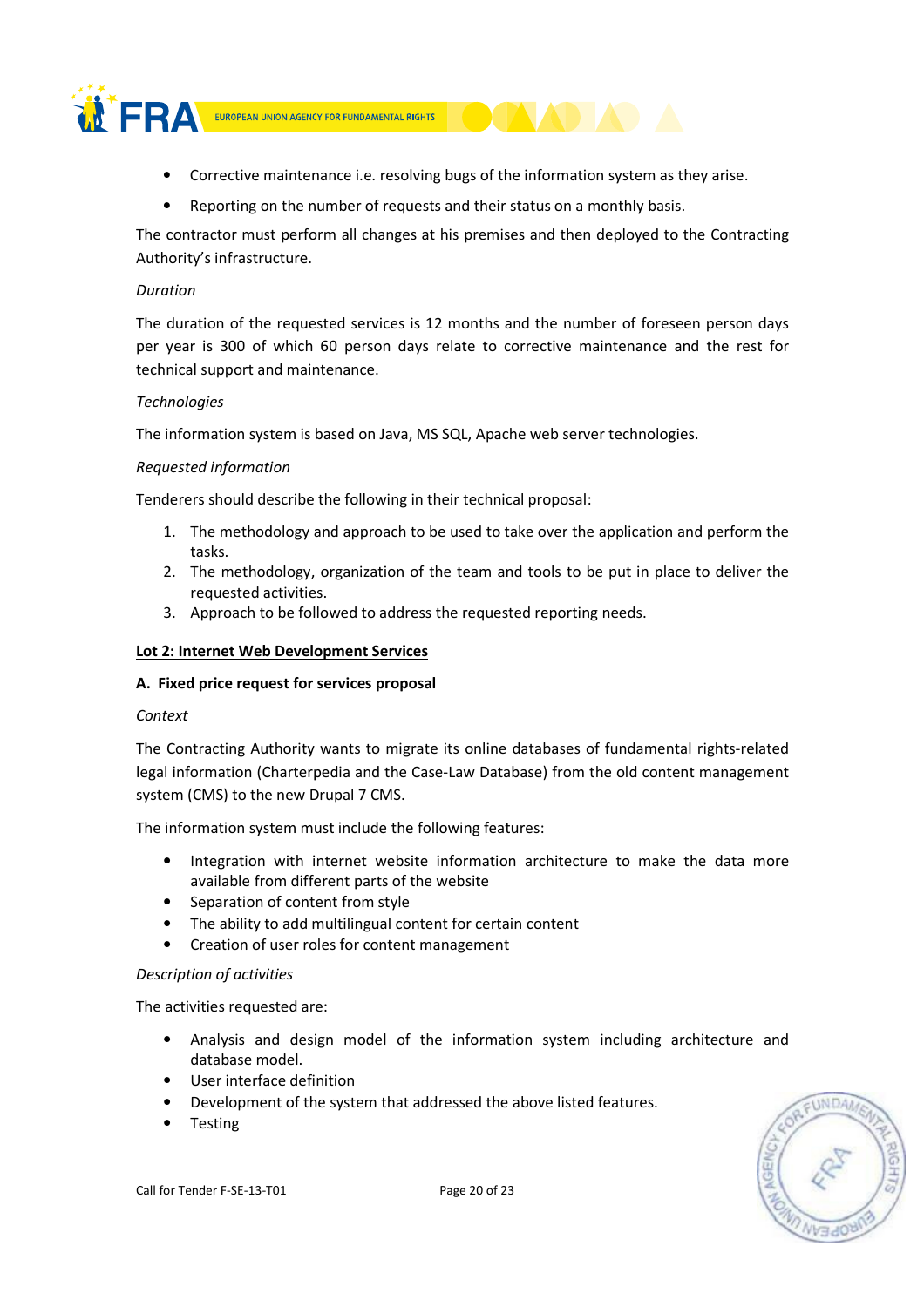- Corrective maintenance i.e. resolving bugs of the information system as they arise.
- Reporting on the number of requests and their status on a monthly basis.

The contractor must perform all changes at his premises and then deployed to the Contracting Authority's infrastructure.

*Duration*

The duration of the requested services is 12 months and the number of foreseen person days per year is 300 of which 60 person days relate to corrective maintenance and the rest for technical support and maintenance.

*Technologies*

The information system is based on Java, MS SQL, Apache web server technologies.

*Requested information*

Tenderers should describe the following in their technical proposal:

1. The methodology and approach to be used to take over the application and perform the tasks.
2. The methodology, organization of the team and tools to be put in place to deliver the requested activities.
3. Approach to be followed to address the requested reporting needs.

**Lot 2: Internet Web Development Services**

**A. Fixed price request for services proposal**

*Context*

The Contracting Authority wants to migrate its online databases of fundamental rights-related legal information (Charterpedia and the Case-Law Database) from the old content management system (CMS) to the new Drupal 7 CMS.

The information system must include the following features:

- Integration with internet website information architecture to make the data more available from different parts of the website
- Separation of content from style
- The ability to add multilingual content for certain content
- Creation of user roles for content management

*Description of activities*

The activities requested are:

- Analysis and design model of the information system including architecture and database model.
- User interface definition
- Development of the system that addressed the above listed features.
- Testing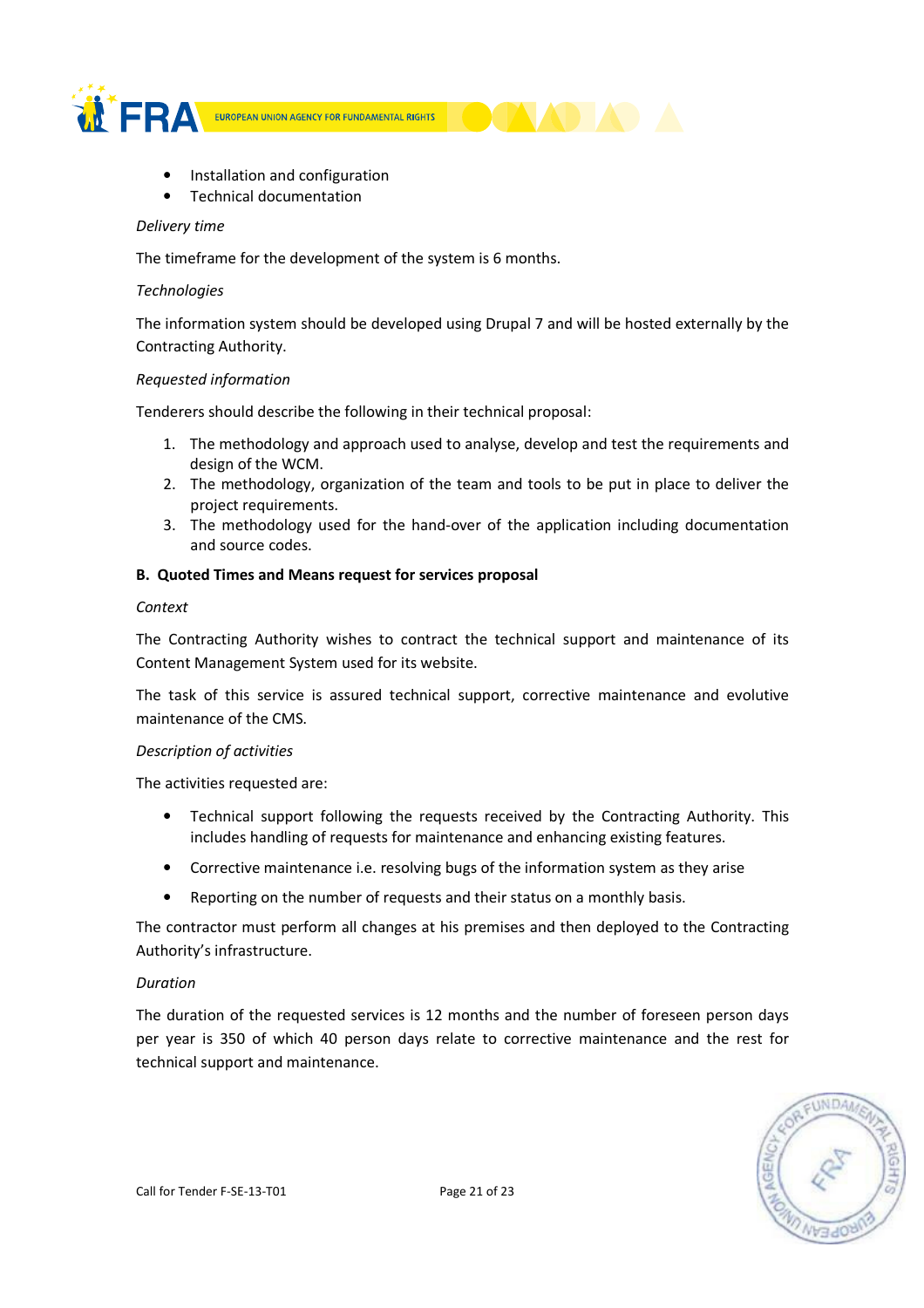- Installation and configuration
- Technical documentation

*Delivery time*

The timeframe for the development of the system is 6 months.

*Technologies*

The information system should be developed using Drupal 7 and will be hosted externally by the Contracting Authority.

*Requested information*

Tenderers should describe the following in their technical proposal:

1. The methodology and approach used to analyse, develop and test the requirements and design of the WCM.
2. The methodology, organization of the team and tools to be put in place to deliver the project requirements.
3. The methodology used for the hand-over of the application including documentation and source codes.

**B. Quoted Times and Means request for services proposal**

*Context*

The Contracting Authority wishes to contract the technical support and maintenance of its Content Management System used for its website.

The task of this service is assured technical support, corrective maintenance and evolutive maintenance of the CMS.

*Description of activities*

The activities requested are:

- Technical support following the requests received by the Contracting Authority. This includes handling of requests for maintenance and enhancing existing features.
- Corrective maintenance i.e. resolving bugs of the information system as they arise
- Reporting on the number of requests and their status on a monthly basis.

The contractor must perform all changes at his premises and then deployed to the Contracting Authority's infrastructure.

*Duration*

The duration of the requested services is 12 months and the number of foreseen person days per year is 350 of which 40 person days relate to corrective maintenance and the rest for technical support and maintenance.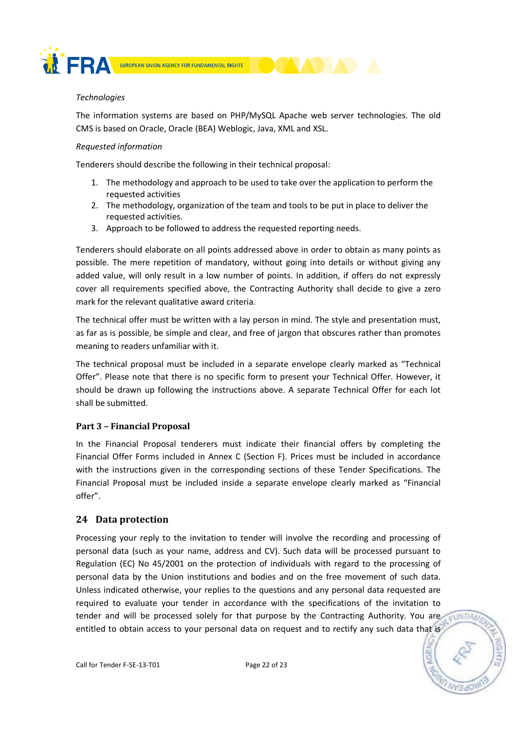*Technologies*

The information systems are based on PHP/MySQL Apache web server technologies. The old CMS is based on Oracle, Oracle (BEA) Weblogic, Java, XML and XSL.

*Requested information*

Tenderers should describe the following in their technical proposal:

1. The methodology and approach to be used to take over the application to perform the requested activities
2. The methodology, organization of the team and tools to be put in place to deliver the requested activities.
3. Approach to be followed to address the requested reporting needs.

Tenderers should elaborate on all points addressed above in order to obtain as many points as possible. The mere repetition of mandatory, without going into details or without giving any added value, will only result in a low number of points. In addition, if offers do not expressly cover all requirements specified above, the Contracting Authority shall decide to give a zero mark for the relevant qualitative award criteria.

The technical offer must be written with a lay person in mind. The style and presentation must, as far as is possible, be simple and clear, and free of jargon that obscures rather than promotes meaning to readers unfamiliar with it.

The technical proposal must be included in a separate envelope clearly marked as "Technical Offer". Please note that there is no specific form to present your Technical Offer. However, it should be drawn up following the instructions above. A separate Technical Offer for each lot shall be submitted.

### Part 3 – Financial Proposal

In the Financial Proposal tenderers must indicate their financial offers by completing the Financial Offer Forms included in Annex C (Section F). Prices must be included in accordance with the instructions given in the corresponding sections of these Tender Specifications. The Financial Proposal must be included inside a separate envelope clearly marked as "Financial offer".

## 24 Data protection

Processing your reply to the invitation to tender will involve the recording and processing of personal data (such as your name, address and CV). Such data will be processed pursuant to Regulation (EC) No 45/2001 on the protection of individuals with regard to the processing of personal data by the Union institutions and bodies and on the free movement of such data. Unless indicated otherwise, your replies to the questions and any personal data requested are required to evaluate your tender in accordance with the specifications of the invitation to tender and will be processed solely for that purpose by the Contracting Authority. You are entitled to obtain access to your personal data on request and to rectify any such data that is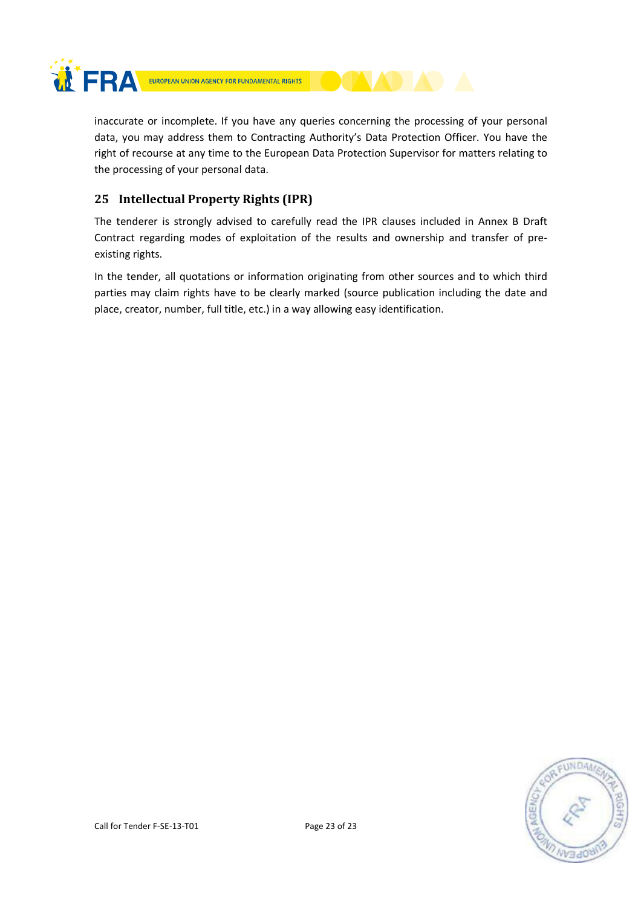inaccurate or incomplete. If you have any queries concerning the processing of your personal data, you may address them to Contracting Authority's Data Protection Officer. You have the right of recourse at any time to the European Data Protection Supervisor for matters relating to the processing of your personal data.

## 25 Intellectual Property Rights (IPR)

The tenderer is strongly advised to carefully read the IPR clauses included in Annex B Draft Contract regarding modes of exploitation of the results and ownership and transfer of pre-existing rights.

In the tender, all quotations or information originating from other sources and to which third parties may claim rights have to be clearly marked (source publication including the date and place, creator, number, full title, etc.) in a way allowing easy identification.